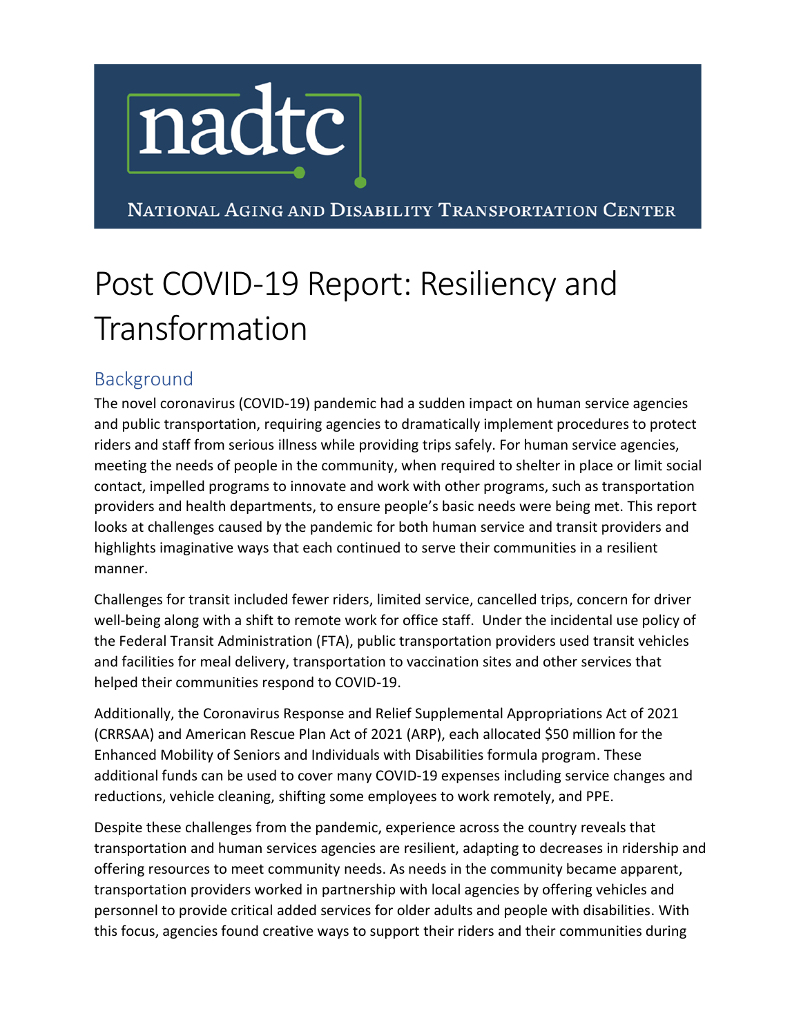nadtc

National Aging and Disability Transportation Center

# Post COVID-19 Report: Resiliency and Transformation

## Background

The novel coronavirus (COVID-19) pandemic had a sudden impact on human service agencies and public transportation, requiring agencies to dramatically implement procedures to protect riders and staff from serious illness while providing trips safely. For human service agencies, meeting the needs of people in the community, when required to shelter in place or limit social contact, impelled programs to innovate and work with other programs, such as transportation providers and health departments, to ensure people's basic needs were being met. This report looks at challenges caused by the pandemic for both human service and transit providers and highlights imaginative ways that each continued to serve their communities in a resilient manner.

Challenges for transit included fewer riders, limited service, cancelled trips, concern for driver well-being along with a shift to remote work for office staff. Under the incidental use policy of the Federal Transit Administration (FTA), public transportation providers used transit vehicles and facilities for meal delivery, transportation to vaccination sites and other services that helped their communities respond to COVID-19.

Additionally, the Coronavirus Response and Relief Supplemental Appropriations Act of 2021 (CRRSAA) and American Rescue Plan Act of 2021 (ARP), each allocated $50 million for the Enhanced Mobility of Seniors and Individuals with Disabilities formula program. These additional funds can be used to cover many COVID-19 expenses including service changes and reductions, vehicle cleaning, shifting some employees to work remotely, and PPE.

Despite these challenges from the pandemic, experience across the country reveals that transportation and human services agencies are resilient, adapting to decreases in ridership and offering resources to meet community needs. As needs in the community became apparent, transportation providers worked in partnership with local agencies by offering vehicles and personnel to provide critical added services for older adults and people with disabilities. With this focus, agencies found creative ways to support their riders and their communities during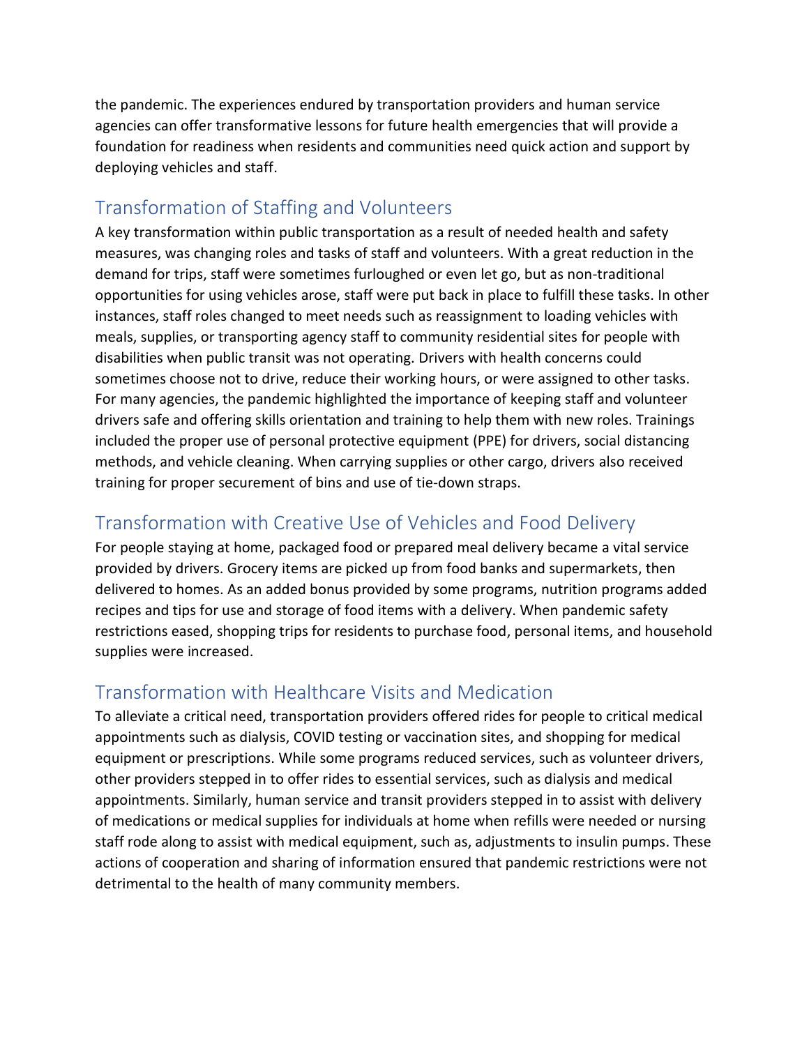the pandemic. The experiences endured by transportation providers and human service agencies can offer transformative lessons for future health emergencies that will provide a foundation for readiness when residents and communities need quick action and support by deploying vehicles and staff.

## Transformation of Staffing and Volunteers

A key transformation within public transportation as a result of needed health and safety measures, was changing roles and tasks of staff and volunteers. With a great reduction in the demand for trips, staff were sometimes furloughed or even let go, but as non-traditional opportunities for using vehicles arose, staff were put back in place to fulfill these tasks. In other instances, staff roles changed to meet needs such as reassignment to loading vehicles with meals, supplies, or transporting agency staff to community residential sites for people with disabilities when public transit was not operating. Drivers with health concerns could sometimes choose not to drive, reduce their working hours, or were assigned to other tasks. For many agencies, the pandemic highlighted the importance of keeping staff and volunteer drivers safe and offering skills orientation and training to help them with new roles. Trainings included the proper use of personal protective equipment (PPE) for drivers, social distancing methods, and vehicle cleaning. When carrying supplies or other cargo, drivers also received training for proper securement of bins and use of tie-down straps.

## Transformation with Creative Use of Vehicles and Food Delivery

For people staying at home, packaged food or prepared meal delivery became a vital service provided by drivers. Grocery items are picked up from food banks and supermarkets, then delivered to homes. As an added bonus provided by some programs, nutrition programs added recipes and tips for use and storage of food items with a delivery. When pandemic safety restrictions eased, shopping trips for residents to purchase food, personal items, and household supplies were increased.

## Transformation with Healthcare Visits and Medication

To alleviate a critical need, transportation providers offered rides for people to critical medical appointments such as dialysis, COVID testing or vaccination sites, and shopping for medical equipment or prescriptions. While some programs reduced services, such as volunteer drivers, other providers stepped in to offer rides to essential services, such as dialysis and medical appointments. Similarly, human service and transit providers stepped in to assist with delivery of medications or medical supplies for individuals at home when refills were needed or nursing staff rode along to assist with medical equipment, such as, adjustments to insulin pumps. These actions of cooperation and sharing of information ensured that pandemic restrictions were not detrimental to the health of many community members.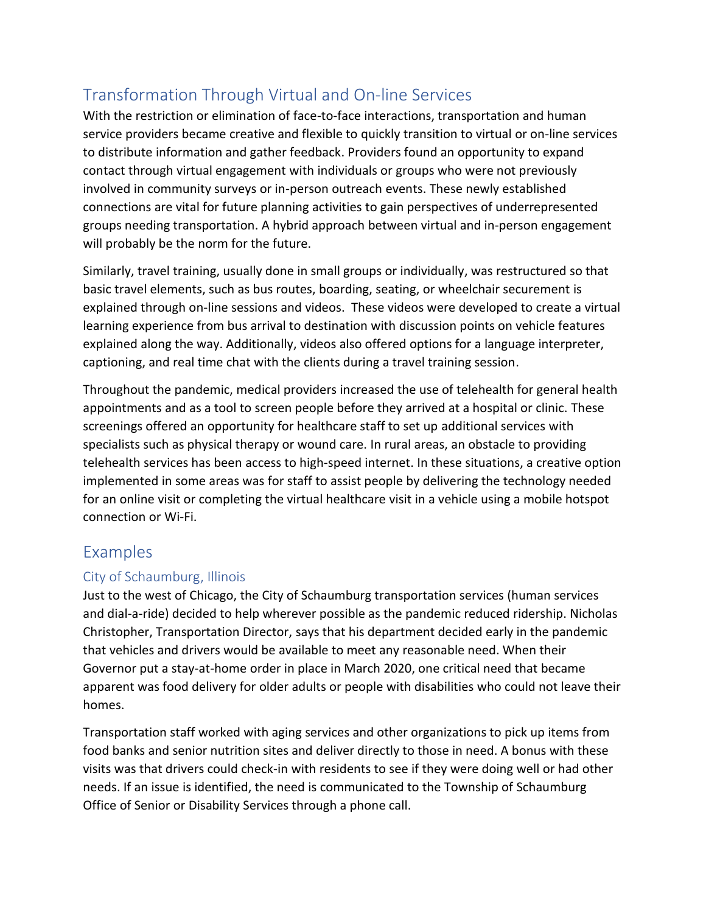## Transformation Through Virtual and On-line Services

With the restriction or elimination of face-to-face interactions, transportation and human service providers became creative and flexible to quickly transition to virtual or on-line services to distribute information and gather feedback. Providers found an opportunity to expand contact through virtual engagement with individuals or groups who were not previously involved in community surveys or in-person outreach events. These newly established connections are vital for future planning activities to gain perspectives of underrepresented groups needing transportation. A hybrid approach between virtual and in-person engagement will probably be the norm for the future.

Similarly, travel training, usually done in small groups or individually, was restructured so that basic travel elements, such as bus routes, boarding, seating, or wheelchair securement is explained through on-line sessions and videos. These videos were developed to create a virtual learning experience from bus arrival to destination with discussion points on vehicle features explained along the way. Additionally, videos also offered options for a language interpreter, captioning, and real time chat with the clients during a travel training session.

Throughout the pandemic, medical providers increased the use of telehealth for general health appointments and as a tool to screen people before they arrived at a hospital or clinic. These screenings offered an opportunity for healthcare staff to set up additional services with specialists such as physical therapy or wound care. In rural areas, an obstacle to providing telehealth services has been access to high-speed internet. In these situations, a creative option implemented in some areas was for staff to assist people by delivering the technology needed for an online visit or completing the virtual healthcare visit in a vehicle using a mobile hotspot connection or Wi-Fi.

## Examples

### City of Schaumburg, Illinois

Just to the west of Chicago, the City of Schaumburg transportation services (human services and dial-a-ride) decided to help wherever possible as the pandemic reduced ridership. Nicholas Christopher, Transportation Director, says that his department decided early in the pandemic that vehicles and drivers would be available to meet any reasonable need. When their Governor put a stay-at-home order in place in March 2020, one critical need that became apparent was food delivery for older adults or people with disabilities who could not leave their homes.

Transportation staff worked with aging services and other organizations to pick up items from food banks and senior nutrition sites and deliver directly to those in need. A bonus with these visits was that drivers could check-in with residents to see if they were doing well or had other needs. If an issue is identified, the need is communicated to the Township of Schaumburg Office of Senior or Disability Services through a phone call.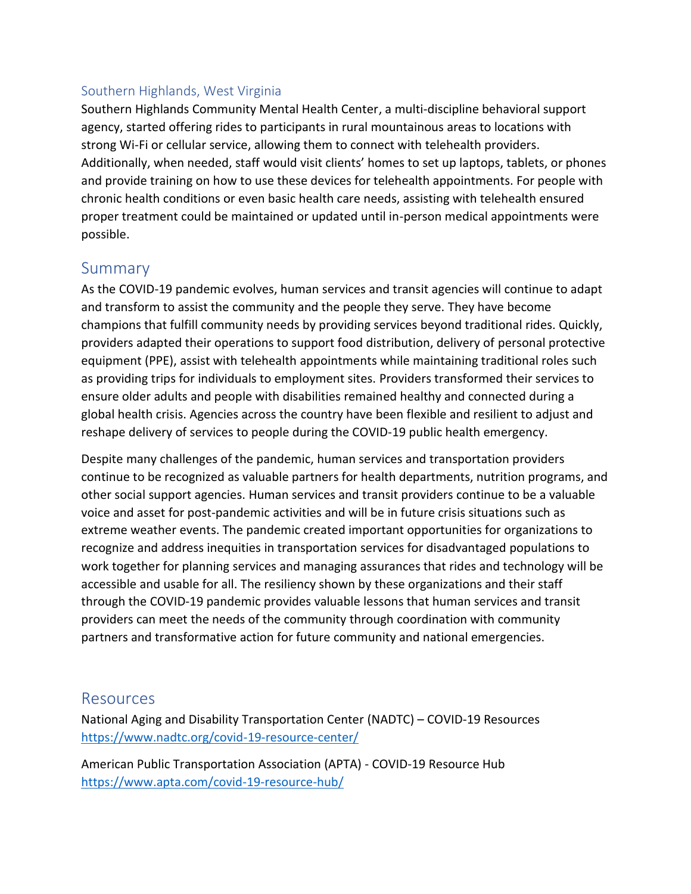### Southern Highlands, West Virginia

Southern Highlands Community Mental Health Center, a multi-discipline behavioral support agency, started offering rides to participants in rural mountainous areas to locations with strong Wi-Fi or cellular service, allowing them to connect with telehealth providers. Additionally, when needed, staff would visit clients' homes to set up laptops, tablets, or phones and provide training on how to use these devices for telehealth appointments. For people with chronic health conditions or even basic health care needs, assisting with telehealth ensured proper treatment could be maintained or updated until in-person medical appointments were possible.

## Summary

As the COVID-19 pandemic evolves, human services and transit agencies will continue to adapt and transform to assist the community and the people they serve. They have become champions that fulfill community needs by providing services beyond traditional rides. Quickly, providers adapted their operations to support food distribution, delivery of personal protective equipment (PPE), assist with telehealth appointments while maintaining traditional roles such as providing trips for individuals to employment sites. Providers transformed their services to ensure older adults and people with disabilities remained healthy and connected during a global health crisis. Agencies across the country have been flexible and resilient to adjust and reshape delivery of services to people during the COVID-19 public health emergency.

Despite many challenges of the pandemic, human services and transportation providers continue to be recognized as valuable partners for health departments, nutrition programs, and other social support agencies. Human services and transit providers continue to be a valuable voice and asset for post-pandemic activities and will be in future crisis situations such as extreme weather events. The pandemic created important opportunities for organizations to recognize and address inequities in transportation services for disadvantaged populations to work together for planning services and managing assurances that rides and technology will be accessible and usable for all. The resiliency shown by these organizations and their staff through the COVID-19 pandemic provides valuable lessons that human services and transit providers can meet the needs of the community through coordination with community partners and transformative action for future community and national emergencies.

## Resources

National Aging and Disability Transportation Center (NADTC) – COVID-19 Resources
https://www.nadtc.org/covid-19-resource-center/

American Public Transportation Association (APTA) - COVID-19 Resource Hub
https://www.apta.com/covid-19-resource-hub/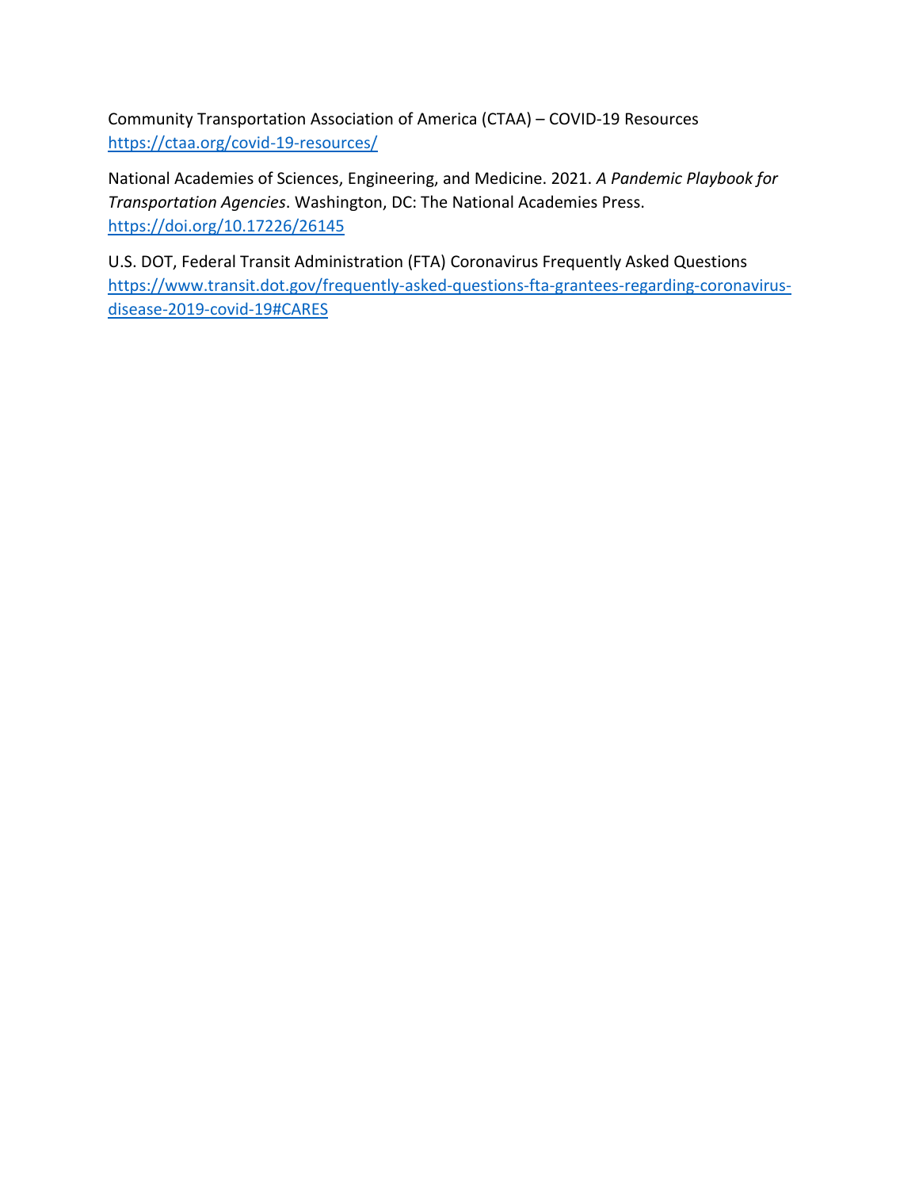Community Transportation Association of America (CTAA) – COVID-19 Resources
https://ctaa.org/covid-19-resources/

National Academies of Sciences, Engineering, and Medicine. 2021. *A Pandemic Playbook for Transportation Agencies*. Washington, DC: The National Academies Press.
https://doi.org/10.17226/26145

U.S. DOT, Federal Transit Administration (FTA) Coronavirus Frequently Asked Questions
https://www.transit.dot.gov/frequently-asked-questions-fta-grantees-regarding-coronavirus-disease-2019-covid-19#CARES